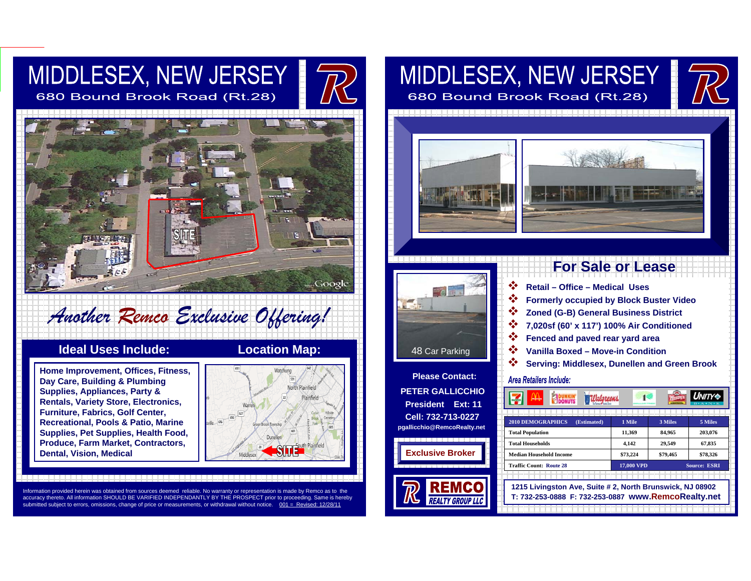# MIDDLESEX, NEW JERSEY

## 680 Bound Brook Road (Rt.28)

*Another Remco Exclusive Offering!*

## Ideal Uses Include:

**Home Improvement, Offices, Fitness, Day Care, Building & Plumbing Supplies, Appliances, Party & Rentals, Variety Store, Electronics, Furniture, Fabrics, Golf Center, Recreational, Pools & Patio, Marine Supplies, Pet Supplies, Health Food, Produce, Farm Market, Contractors, Dental, Vision, Medical**

## Location Map:

Information provided herein was obtained from sources deemed reliable. No warranty or representation is made by Remco as to the accuracy thereto. All information SHOULD BE VARIFIED INDEPENDANTLY BY THE PROSPECT prior to proceeding. Same is hereby submitted subject to errors, omissions, change of price or measurements, or withdrawal without notice. 001 = Revised: 12/28/11

# MIDDLESEX, NEW JERSEY

## 680 Bound Brook Road (Rt.28)

48 Car Parking

**Please Contact:**
**PETER GALLICCHIO**
**President Ext: 11**
**Cell: 732-713-0227**
**pgallicchio@RemcoRealty.net**

**Exclusive Broker**

REMCO REALTY GROUP LLC

## For Sale or Lease

- **Retail – Office – Medical Uses**
- **Formerly occupied by Block Buster Video**
- **Zoned (G-B) General Business District**
- **7,020sf (60' x 117') 100% Air Conditioned**
- **Fenced and paved rear yard area**
- **Vanilla Boxed – Move-in Condition**
- **Serving: Middlesex, Dunellen and Green Brook**

*Area Retailers Include:*

| 2010 DEMOGRAPHICS (Estimated) | 1 Mile | 3 Miles | 5 Miles |
|---|---|---|---|
| Total Population | 11,369 | 84,965 | 203,076 |
| Total Households | 4,142 | 29,549 | 67,835 |
| Median Household Income | $73,224 | $79,465 | $78,326 |
| Traffic Count: Route 28 | 17,000 VPD | | Source: ESRI |

**1215 Livingston Ave, Suite # 2, North Brunswick, NJ 08902**
**T: 732-253-0888 F: 732-253-0887 www.RemcoRealty.net**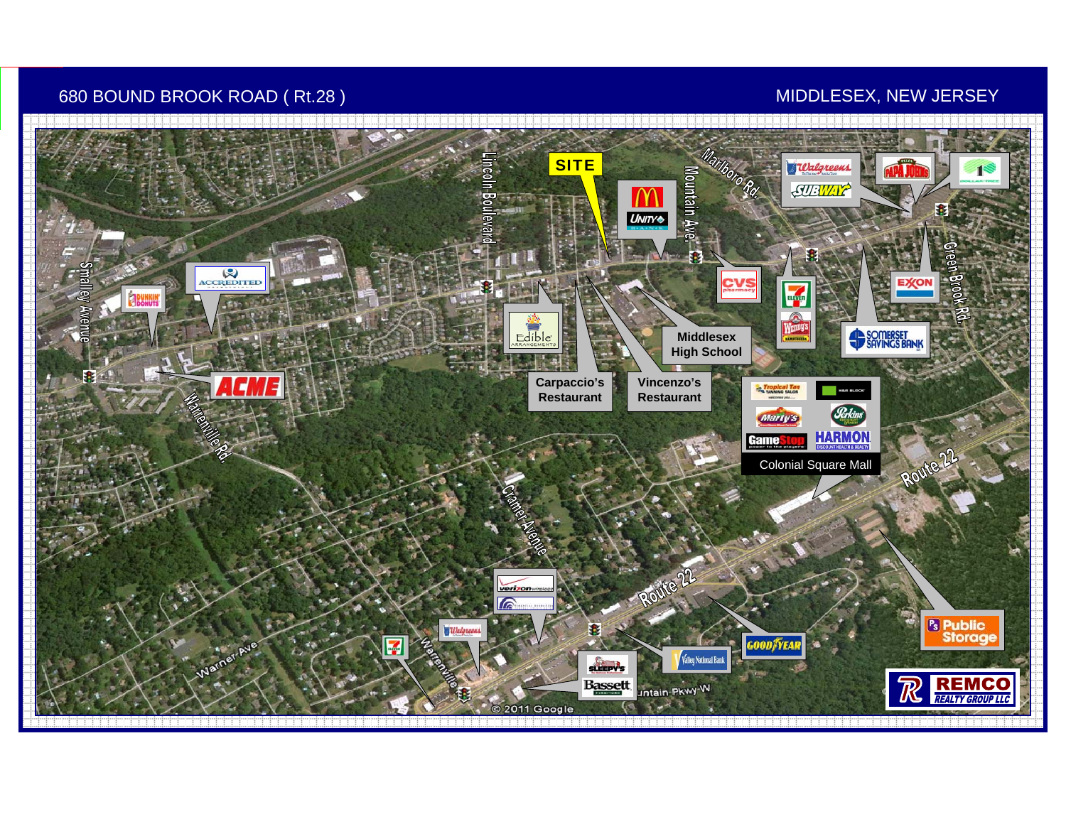680 BOUND BROOK ROAD ( Rt.28 )

MIDDLESEX, NEW JERSEY

SITE

Lincoln Boulevard

Mountain Ave.

Marlboro Rd.

Green Brook Rd.

Smalley Avenue

Warrenville Rd.

Cramer Avenue

Route 22

Warner Ave

Middlesex High School

Carpaccio's Restaurant

Vincenzo's Restaurant

Colonial Square Mall

© 2011 Google